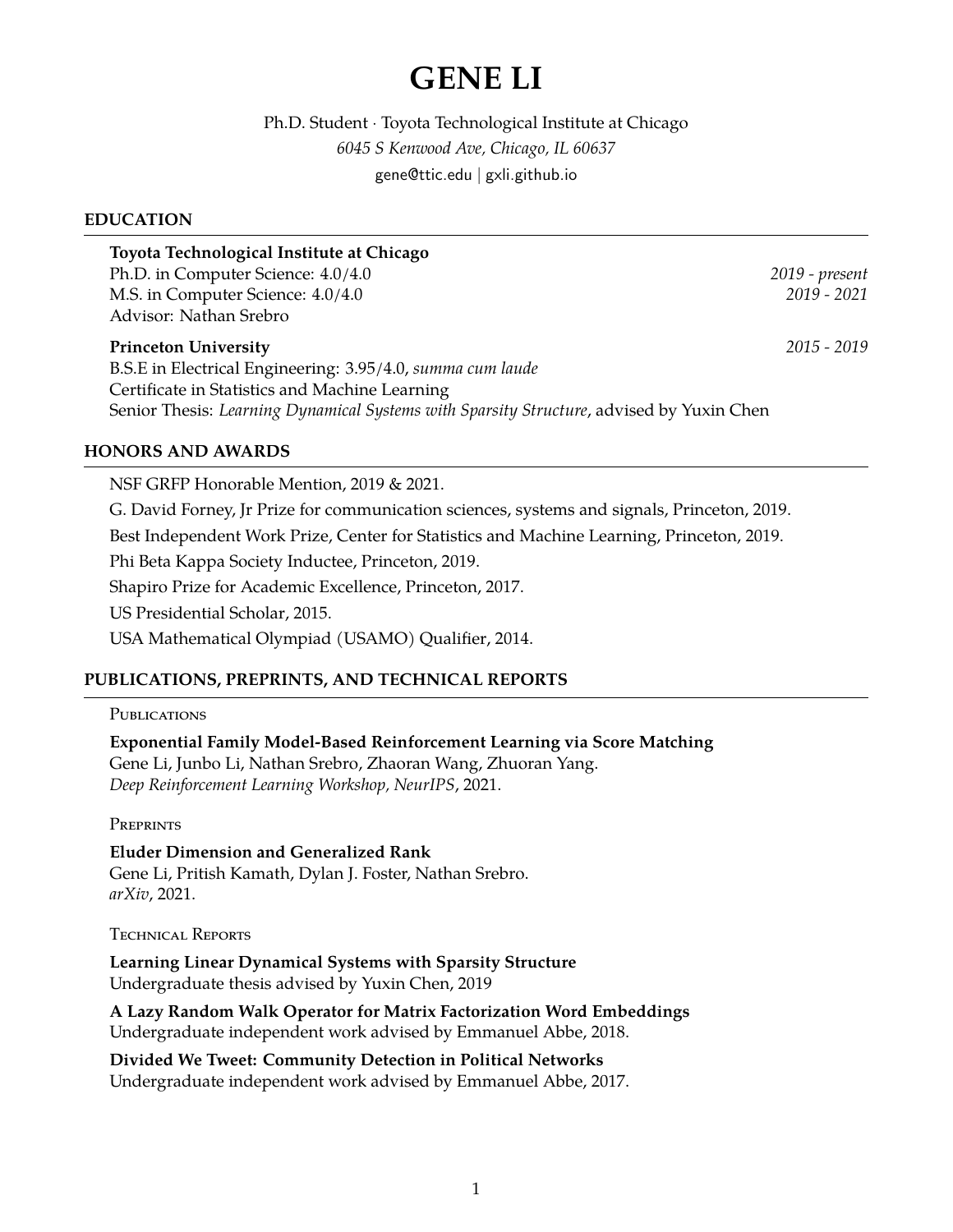# GENE LI

Ph.D. Student · Toyota Technological Institute at Chicago
*6045 S Kenwood Ave, Chicago, IL 60637*
gene@ttic.edu | gxli.github.io

## EDUCATION

**Toyota Technological Institute at Chicago**
Ph.D. in Computer Science: 4.0/4.0 — *2019 - present*
M.S. in Computer Science: 4.0/4.0 — *2019 - 2021*
Advisor: Nathan Srebro

**Princeton University** — *2015 - 2019*
B.S.E in Electrical Engineering: 3.95/4.0, *summa cum laude*
Certificate in Statistics and Machine Learning
Senior Thesis: *Learning Dynamical Systems with Sparsity Structure*, advised by Yuxin Chen

## HONORS AND AWARDS

NSF GRFP Honorable Mention, 2019 & 2021.

G. David Forney, Jr Prize for communication sciences, systems and signals, Princeton, 2019.

Best Independent Work Prize, Center for Statistics and Machine Learning, Princeton, 2019.

Phi Beta Kappa Society Inductee, Princeton, 2019.

Shapiro Prize for Academic Excellence, Princeton, 2017.

US Presidential Scholar, 2015.

USA Mathematical Olympiad (USAMO) Qualifier, 2014.

## PUBLICATIONS, PREPRINTS, AND TECHNICAL REPORTS

### Publications

**Exponential Family Model-Based Reinforcement Learning via Score Matching**
Gene Li, Junbo Li, Nathan Srebro, Zhaoran Wang, Zhuoran Yang.
*Deep Reinforcement Learning Workshop, NeurIPS*, 2021.

### Preprints

**Eluder Dimension and Generalized Rank**
Gene Li, Pritish Kamath, Dylan J. Foster, Nathan Srebro.
*arXiv*, 2021.

### Technical Reports

**Learning Linear Dynamical Systems with Sparsity Structure**
Undergraduate thesis advised by Yuxin Chen, 2019

**A Lazy Random Walk Operator for Matrix Factorization Word Embeddings**
Undergraduate independent work advised by Emmanuel Abbe, 2018.

**Divided We Tweet: Community Detection in Political Networks**
Undergraduate independent work advised by Emmanuel Abbe, 2017.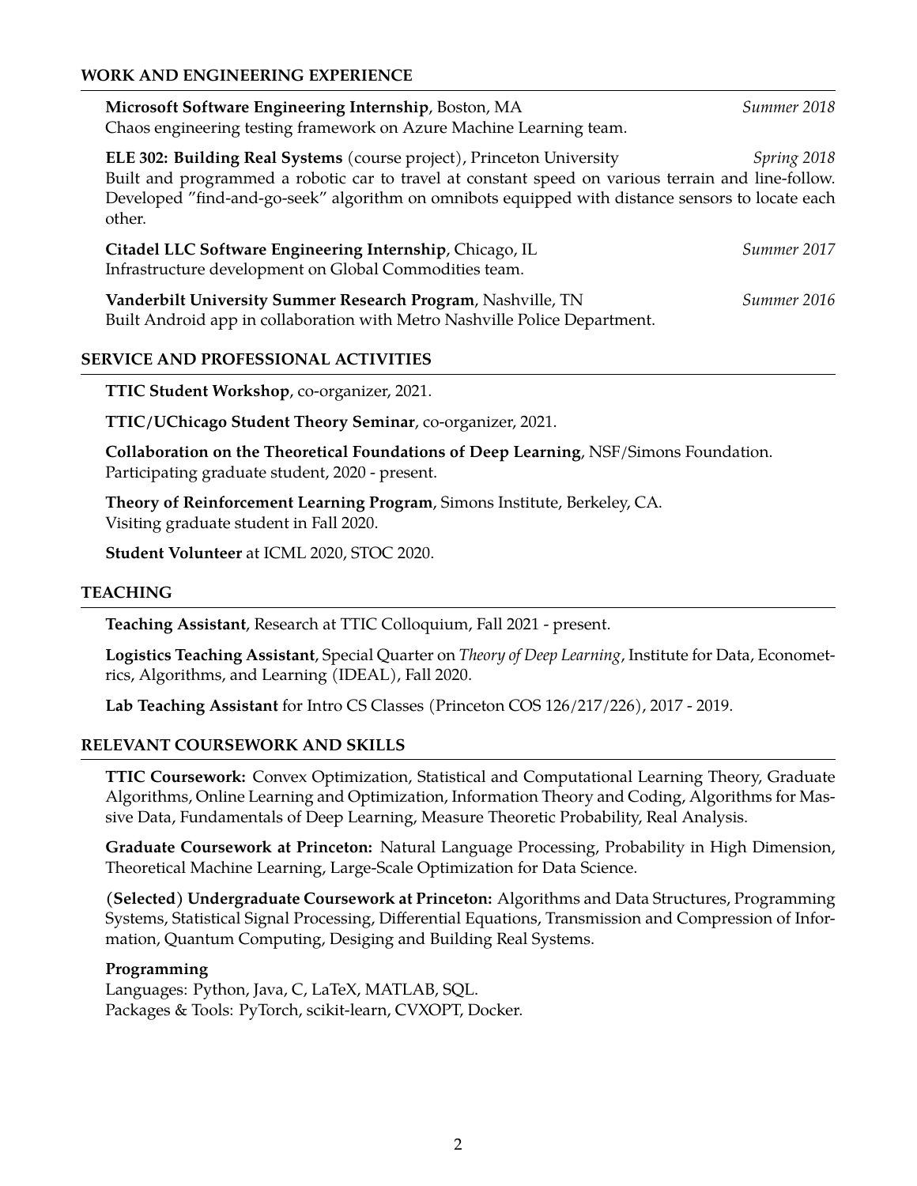## WORK AND ENGINEERING EXPERIENCE

**Microsoft Software Engineering Internship**, Boston, MA *Summer 2018*
Chaos engineering testing framework on Azure Machine Learning team.

**ELE 302: Building Real Systems** (course project), Princeton University *Spring 2018*
Built and programmed a robotic car to travel at constant speed on various terrain and line-follow. Developed "find-and-go-seek" algorithm on omnibots equipped with distance sensors to locate each other.

**Citadel LLC Software Engineering Internship**, Chicago, IL *Summer 2017*
Infrastructure development on Global Commodities team.

**Vanderbilt University Summer Research Program**, Nashville, TN *Summer 2016*
Built Android app in collaboration with Metro Nashville Police Department.

## SERVICE AND PROFESSIONAL ACTIVITIES

**TTIC Student Workshop**, co-organizer, 2021.

**TTIC/UChicago Student Theory Seminar**, co-organizer, 2021.

**Collaboration on the Theoretical Foundations of Deep Learning**, NSF/Simons Foundation.
Participating graduate student, 2020 - present.

**Theory of Reinforcement Learning Program**, Simons Institute, Berkeley, CA.
Visiting graduate student in Fall 2020.

**Student Volunteer** at ICML 2020, STOC 2020.

## TEACHING

**Teaching Assistant**, Research at TTIC Colloquium, Fall 2021 - present.

**Logistics Teaching Assistant**, Special Quarter on *Theory of Deep Learning*, Institute for Data, Econometrics, Algorithms, and Learning (IDEAL), Fall 2020.

**Lab Teaching Assistant** for Intro CS Classes (Princeton COS 126/217/226), 2017 - 2019.

## RELEVANT COURSEWORK AND SKILLS

**TTIC Coursework:** Convex Optimization, Statistical and Computational Learning Theory, Graduate Algorithms, Online Learning and Optimization, Information Theory and Coding, Algorithms for Massive Data, Fundamentals of Deep Learning, Measure Theoretic Probability, Real Analysis.

**Graduate Coursework at Princeton:** Natural Language Processing, Probability in High Dimension, Theoretical Machine Learning, Large-Scale Optimization for Data Science.

(**Selected**) **Undergraduate Coursework at Princeton:** Algorithms and Data Structures, Programming Systems, Statistical Signal Processing, Differential Equations, Transmission and Compression of Information, Quantum Computing, Desiging and Building Real Systems.

**Programming**
Languages: Python, Java, C, LaTeX, MATLAB, SQL.
Packages & Tools: PyTorch, scikit-learn, CVXOPT, Docker.